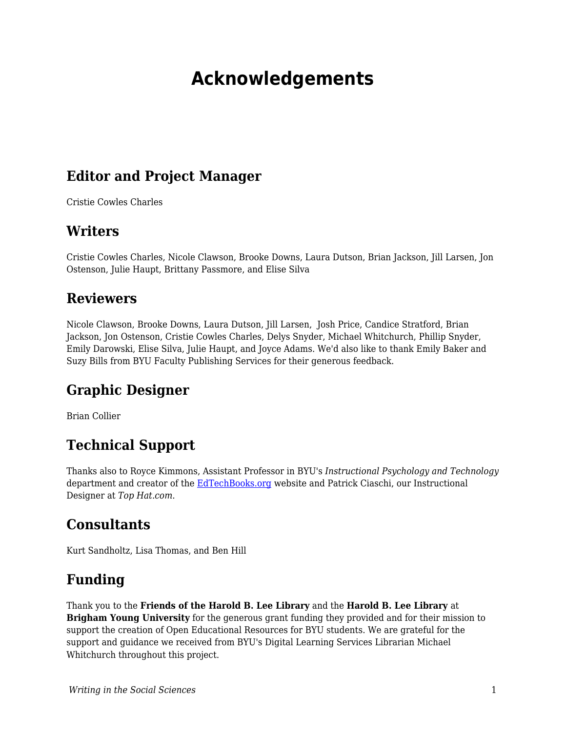# Acknowledgements

## Editor and Project Manager

Cristie Cowles Charles

## Writers

Cristie Cowles Charles, Nicole Clawson, Brooke Downs, Laura Dutson, Brian Jackson, Jill Larsen, Jon Ostenson, Julie Haupt, Brittany Passmore, and Elise Silva

## Reviewers

Nicole Clawson, Brooke Downs, Laura Dutson, Jill Larsen, Josh Price, Candice Stratford, Brian Jackson, Jon Ostenson, Cristie Cowles Charles, Delys Snyder, Michael Whitchurch, Phillip Snyder, Emily Darowski, Elise Silva, Julie Haupt, and Joyce Adams. We'd also like to thank Emily Baker and Suzy Bills from BYU Faculty Publishing Services for their generous feedback.

## Graphic Designer

Brian Collier

## Technical Support

Thanks also to Royce Kimmons, Assistant Professor in BYU's *Instructional Psychology and Technology* department and creator of the [EdTechBooks.org](EdTechBooks.org) website and Patrick Ciaschi, our Instructional Designer at *Top Hat.com*.

## Consultants

Kurt Sandholtz, Lisa Thomas, and Ben Hill

## Funding

Thank you to the **Friends of the Harold B. Lee Library** and the **Harold B. Lee Library** at **Brigham Young University** for the generous grant funding they provided and for their mission to support the creation of Open Educational Resources for BYU students. We are grateful for the support and guidance we received from BYU's Digital Learning Services Librarian Michael Whitchurch throughout this project.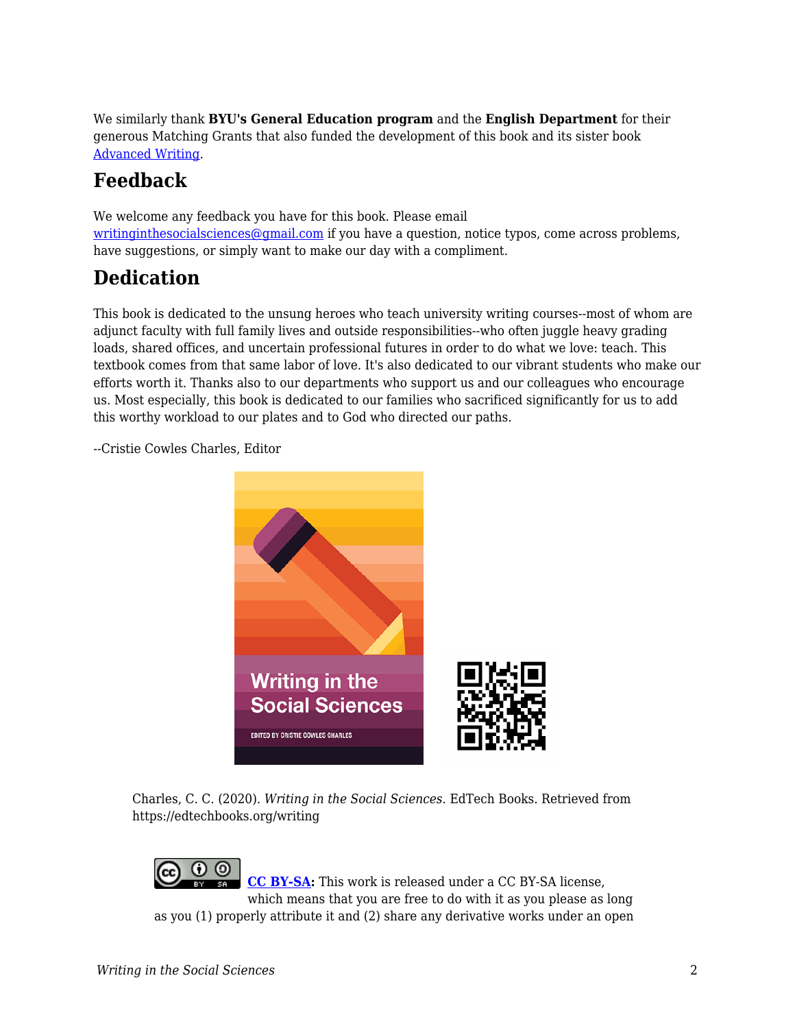We similarly thank **BYU's General Education program** and the **English Department** for their generous Matching Grants that also funded the development of this book and its sister book [Advanced Writing](#).

## Feedback

We welcome any feedback you have for this book. Please email [writinginthesocialsciences@gmail.com](mailto:writinginthesocialsciences@gmail.com) if you have a question, notice typos, come across problems, have suggestions, or simply want to make our day with a compliment.

## Dedication

This book is dedicated to the unsung heroes who teach university writing courses--most of whom are adjunct faculty with full family lives and outside responsibilities--who often juggle heavy grading loads, shared offices, and uncertain professional futures in order to do what we love: teach. This textbook comes from that same labor of love. It's also dedicated to our vibrant students who make our efforts worth it. Thanks also to our departments who support us and our colleagues who encourage us. Most especially, this book is dedicated to our families who sacrificed significantly for us to add this worthy workload to our plates and to God who directed our paths.

--Cristie Cowles Charles, Editor

Charles, C. C. (2020). *Writing in the Social Sciences*. EdTech Books. Retrieved from https://edtechbooks.org/writing

**[CC BY-SA](#):** This work is released under a CC BY-SA license, which means that you are free to do with it as you please as long as you (1) properly attribute it and (2) share any derivative works under an open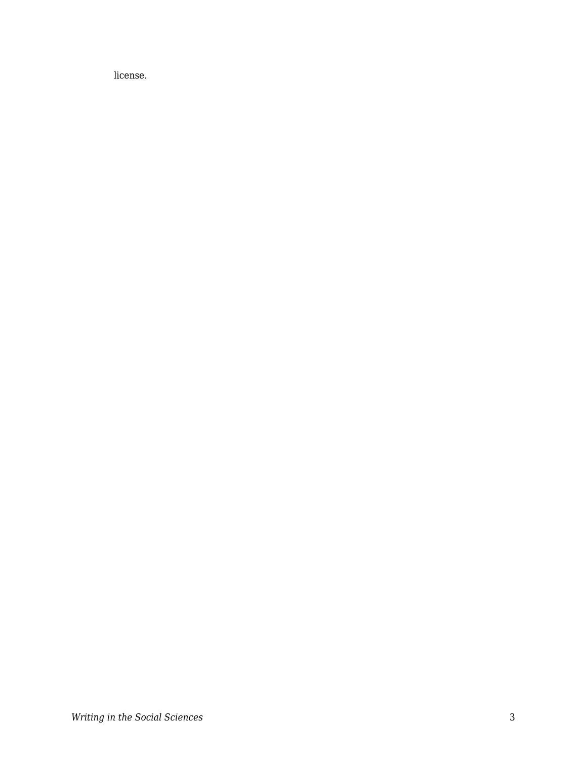license.